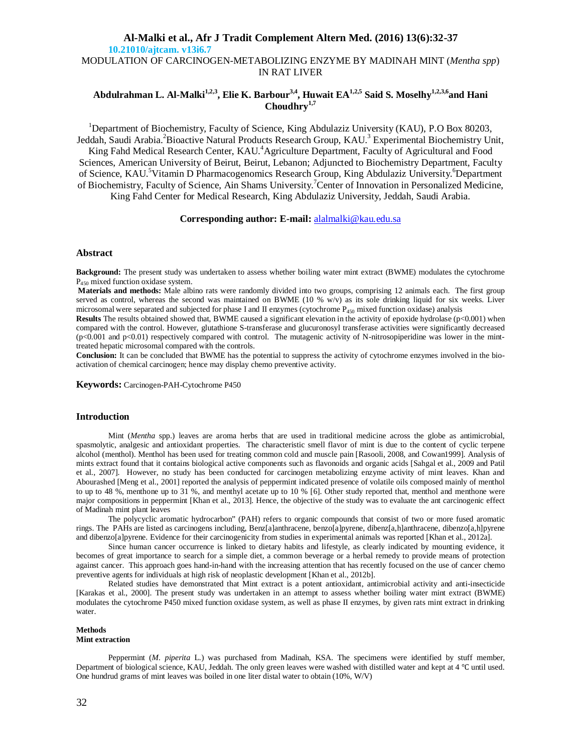10.21010/ajtcam. v13i6.7

# MODULATION OF CARCINOGEN-METABOLIZING ENZYME BY MADINAH MINT (*Mentha spp*) IN RAT LIVER

**Abdulrahman L. Al-Malki[1,2,3], Elie K. Barbour[3,4], Huwait EA[1,2,5] Said S. Moselhy[1,2,3,6] and Hani Choudhry[1,7]**

[1]Department of Biochemistry, Faculty of Science, King Abdulaziz University (KAU), P.O Box 80203, Jeddah, Saudi Arabia.[2]Bioactive Natural Products Research Group, KAU.[3] Experimental Biochemistry Unit, King Fahd Medical Research Center, KAU.[4]Agriculture Department, Faculty of Agricultural and Food Sciences, American University of Beirut, Beirut, Lebanon; Adjuncted to Biochemistry Department, Faculty of Science, KAU.[5]Vitamin D Pharmacogenomics Research Group, King Abdulaziz University.[6]Department of Biochemistry, Faculty of Science, Ain Shams University.[7]Center of Innovation in Personalized Medicine, King Fahd Center for Medical Research, King Abdulaziz University, Jeddah, Saudi Arabia.

**Corresponding author: E-mail:** alalmalki@kau.edu.sa

## Abstract

**Background:** The present study was undertaken to assess whether boiling water mint extract (BWME) modulates the cytochrome $P_{450}$ mixed function oxidase system.

**Materials and methods:** Male albino rats were randomly divided into two groups, comprising 12 animals each. The first group served as control, whereas the second was maintained on BWME (10 % w/v) as its sole drinking liquid for six weeks. Liver microsomal were separated and subjected for phase I and II enzymes (cytochrome $P_{450}$ mixed function oxidase) analysis

**Results** The results obtained showed that, BWME caused a significant elevation in the activity of epoxide hydrolase ($p<0.001$) when compared with the control. However, glutathione S-transferase and glucuronosyl transferase activities were significantly decreased ($p<0.001$ and $p<0.01$) respectively compared with control. The mutagenic activity of N-nitrosopiperidine was lower in the mint-treated hepatic microsomal compared with the controls.

**Conclusion:** It can be concluded that BWME has the potential to suppress the activity of cytochrome enzymes involved in the bio-activation of chemical carcinogen; hence may display chemo preventive activity.

**Keywords:** Carcinogen-PAH-Cytochrome P450

## Introduction

Mint (*Mentha* spp.) leaves are aroma herbs that are used in traditional medicine across the globe as antimicrobial, spasmolytic, analgesic and antioxidant properties. The characteristic smell flavor of mint is due to the content of cyclic terpene alcohol (menthol). Menthol has been used for treating common cold and muscle pain [Rasooli, 2008, and Cowan1999]. Analysis of mints extract found that it contains biological active components such as flavonoids and organic acids [Sahgal et al., 2009 and Patil et al., 2007]. However, no study has been conducted for carcinogen metabolizing enzyme activity of mint leaves. Khan and Abourashed [Meng et al., 2001] reported the analysis of peppermint indicated presence of volatile oils composed mainly of menthol to up to 48 %, menthone up to 31 %, and menthyl acetate up to 10 % [6]. Other study reported that, menthol and menthone were major compositions in peppermint [Khan et al., 2013]. Hence, the objective of the study was to evaluate the ant carcinogenic effect of Madinah mint plant leaves

The polycyclic aromatic hydrocarbon" (PAH) refers to organic compounds that consist of two or more fused aromatic rings. The PAHs are listed as carcinogens including, Benz[a]anthracene, benzo[a]pyrene, dibenz[a,h]anthracene, dibenzo[a,h]pyrene and dibenzo[a]pyrene. Evidence for their carcinogenicity from studies in experimental animals was reported [Khan et al., 2012a].

Since human cancer occurrence is linked to dietary habits and lifestyle, as clearly indicated by mounting evidence, it becomes of great importance to search for a simple diet, a common beverage or a herbal remedy to provide means of protection against cancer. This approach goes hand-in-hand with the increasing attention that has recently focused on the use of cancer chemo preventive agents for individuals at high risk of neoplastic development [Khan et al., 2012b].

Related studies have demonstrated that Mint extract is a potent antioxidant, antimicrobial activity and anti-insecticide [Karakas et al., 2000]. The present study was undertaken in an attempt to assess whether boiling water mint extract (BWME) modulates the cytochrome P450 mixed function oxidase system, as well as phase II enzymes, by given rats mint extract in drinking water.

### Methods

#### Mint extraction

Peppermint (*M. piperita* L.) was purchased from Madinah, KSA. The specimens were identified by stuff member, Department of biological science, KAU, Jeddah. The only green leaves were washed with distilled water and kept at 4 ℃ until used. One hundrud grams of mint leaves was boiled in one liter distal water to obtain (10%, W/V)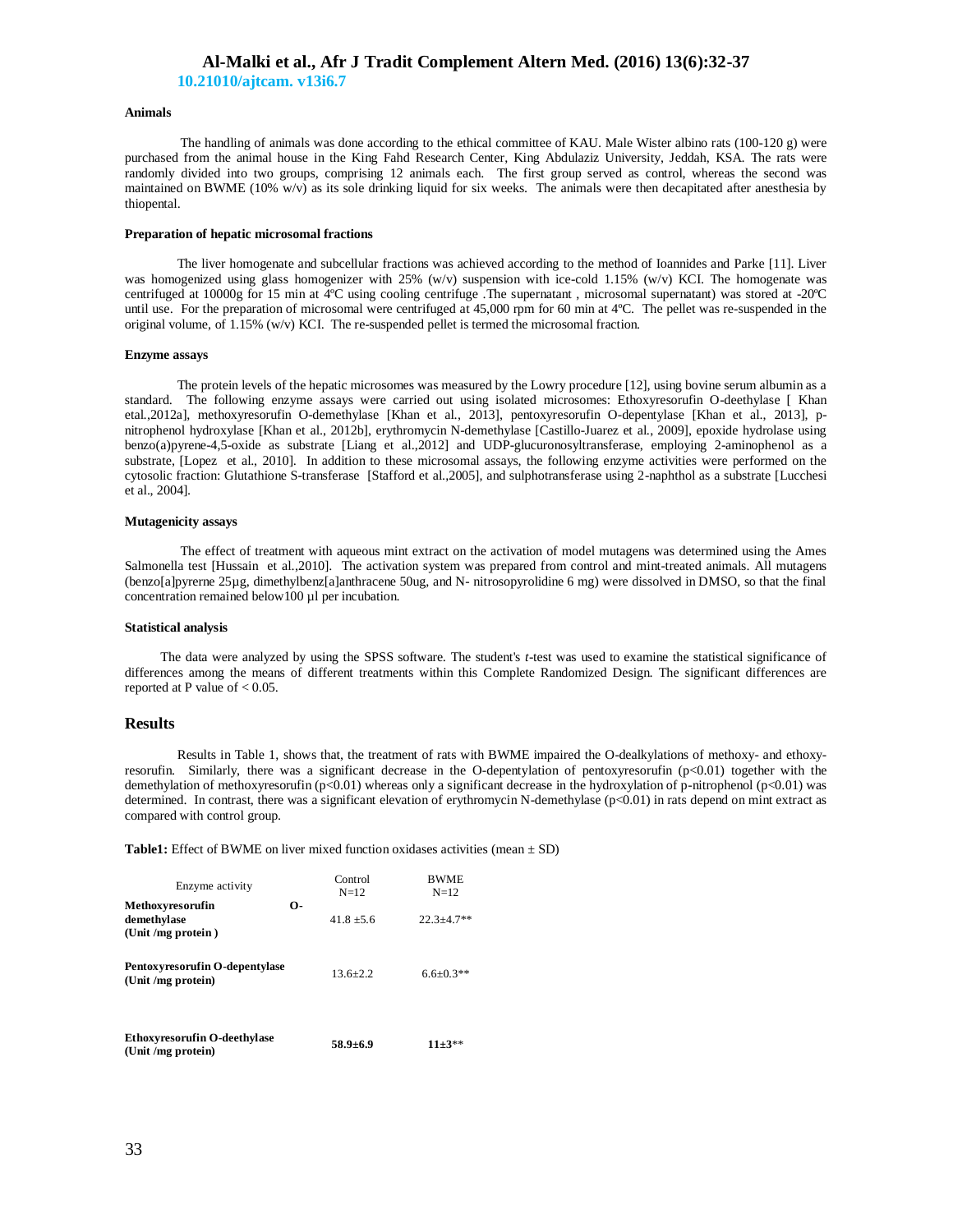### Animals

The handling of animals was done according to the ethical committee of KAU. Male Wister albino rats (100-120 g) were purchased from the animal house in the King Fahd Research Center, King Abdulaziz University, Jeddah, KSA. The rats were randomly divided into two groups, comprising 12 animals each. The first group served as control, whereas the second was maintained on BWME (10% w/v) as its sole drinking liquid for six weeks. The animals were then decapitated after anesthesia by thiopental.

### Preparation of hepatic microsomal fractions

The liver homogenate and subcellular fractions was achieved according to the method of Ioannides and Parke [11]. Liver was homogenized using glass homogenizer with 25% (w/v) suspension with ice-cold 1.15% (w/v) KCI. The homogenate was centrifuged at 10000g for 15 min at 4ºC using cooling centrifuge .The supernatant , microsomal supernatant) was stored at -20ºC until use. For the preparation of microsomal were centrifuged at 45,000 rpm for 60 min at 4ºC. The pellet was re-suspended in the original volume, of 1.15% (w/v) KCI. The re-suspended pellet is termed the microsomal fraction.

### Enzyme assays

The protein levels of the hepatic microsomes was measured by the Lowry procedure [12], using bovine serum albumin as a standard. The following enzyme assays were carried out using isolated microsomes: Ethoxyresorufin O-deethylase [ Khan etal.,2012a], methoxyresorufin O-demethylase [Khan et al., 2013], pentoxyresorufin O-depentylase [Khan et al., 2013], p-nitrophenol hydroxylase [Khan et al., 2012b], erythromycin N-demethylase [Castillo-Juarez et al., 2009], epoxide hydrolase using benzo(a)pyrene-4,5-oxide as substrate [Liang et al.,2012] and UDP-glucuronosyltransferase, employing 2-aminophenol as a substrate, [Lopez et al., 2010]. In addition to these microsomal assays, the following enzyme activities were performed on the cytosolic fraction: Glutathione S-transferase [Stafford et al.,2005], and sulphotransferase using 2-naphthol as a substrate [Lucchesi et al., 2004].

### Mutagenicity assays

The effect of treatment with aqueous mint extract on the activation of model mutagens was determined using the Ames Salmonella test [Hussain et al.,2010]. The activation system was prepared from control and mint-treated animals. All mutagens (benzo[a]pyrerne 25µg, dimethylbenz[a]anthracene 50ug, and N- nitrosopyrolidine 6 mg) were dissolved in DMSO, so that the final concentration remained below100 µl per incubation.

### Statistical analysis

The data were analyzed by using the SPSS software. The student's *t*-test was used to examine the statistical significance of differences among the means of different treatments within this Complete Randomized Design. The significant differences are reported at P value of $< 0.05$.

## Results

Results in Table 1, shows that, the treatment of rats with BWME impaired the O-dealkylations of methoxy- and ethoxy-resorufin. Similarly, there was a significant decrease in the O-depentylation of pentoxyresorufin ($p<0.01$) together with the demethylation of methoxyresorufin ($p<0.01$) whereas only a significant decrease in the hydroxylation of p-nitrophenol ($p<0.01$) was determined. In contrast, there was a significant elevation of erythromycin N-demethylase ($p<0.01$) in rats depend on mint extract as compared with control group.

**Table1:** Effect of BWME on liver mixed function oxidases activities (mean ± SD)

| Enzyme activity | Control N=12 | BWME N=12 |
|---|---|---|
| **Methoxyresorufin O-demethylase (Unit /mg protein )** | 41.8 ±5.6 | 22.3±4.7** |
| **Pentoxyresorufin O-depentylase (Unit /mg protein)** | 13.6±2.2 | 6.6±0.3** |
| **Ethoxyresorufin O-deethylase (Unit /mg protein)** | **58.9±6.9** | **11±3**** |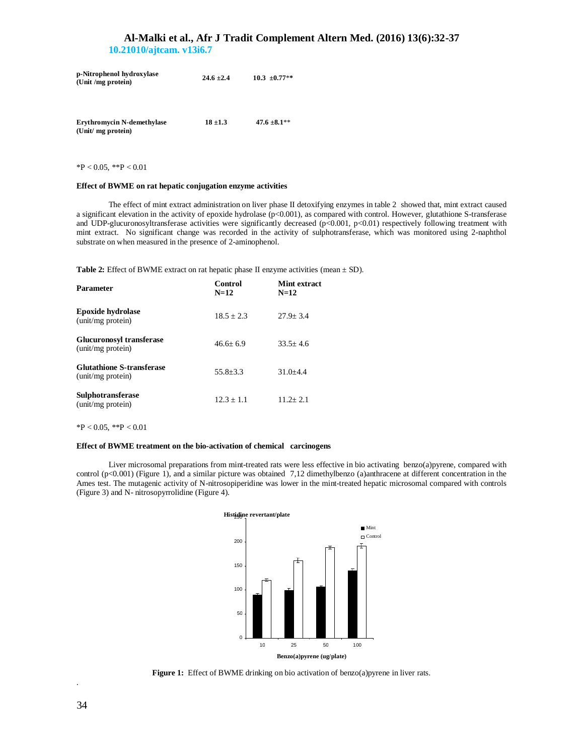| | | |
|---|---|---|
| **p-Nitrophenol hydroxylase (Unit /mg protein)** | **24.6 ±2.4** | **10.3 ±0.77**** |
| **Erythromycin N-demethylase (Unit/ mg protein)** | **18 ±1.3** | **47.6 ±8.1**** |

*P < 0.05, **P < 0.01

**Effect of BWME on rat hepatic conjugation enzyme activities**

The effect of mint extract administration on liver phase II detoxifying enzymes in table 2 showed that, mint extract caused a significant elevation in the activity of epoxide hydrolase ($p<0.001$), as compared with control. However, glutathione S-transferase and UDP-glucuronosyltransferase activities were significantly decreased ($p<0.001$, $p<0.01$) respectively following treatment with mint extract. No significant change was recorded in the activity of sulphotransferase, which was monitored using 2-naphthol substrate on when measured in the presence of 2-aminophenol.

**Table 2:** Effect of BWME extract on rat hepatic phase II enzyme activities (mean ± SD).

| **Parameter** | **Control N=12** | **Mint extract N=12** |
|---|---|---|
| **Epoxide hydrolase** (unit/mg protein) | 18.5 ± 2.3 | 27.9± 3.4 |
| **Glucuronosyl transferase** (unit/mg protein) | 46.6± 6.9 | 33.5± 4.6 |
| **Glutathione S-transferase** (unit/mg protein) | 55.8±3.3 | 31.0±4.4 |
| **Sulphotransferase** (unit/mg protein) | 12.3 ± 1.1 | 11.2± 2.1 |

*P < 0.05, **P < 0.01

**Effect of BWME treatment on the bio-activation of chemical carcinogens**

Liver microsomal preparations from mint-treated rats were less effective in bio activating benzo(a)pyrene, compared with control ($p<0.001$) (Figure 1), and a similar picture was obtained 7,12 dimethylbenzo (a)anthracene at different concentration in the Ames test. The mutagenic activity of N-nitrosopiperidine was lower in the mint-treated hepatic microsomal compared with controls (Figure 3) and N- nitrosopyrrolidine (Figure 4).

**Figure 1:** Effect of BWME drinking on bio activation of benzo(a)pyrene in liver rats.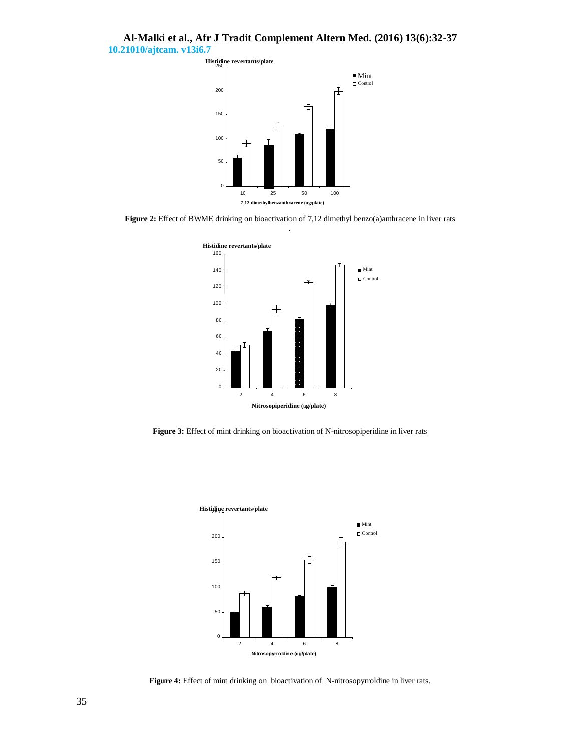**Figure 2:** Effect of BWME drinking on bioactivation of 7,12 dimethyl benzo(a)anthracene in liver rats

**Figure 3:** Effect of mint drinking on bioactivation of N-nitrosopiperidine in liver rats

**Figure 4:** Effect of mint drinking on bioactivation of N-nitrosopyrroldine in liver rats.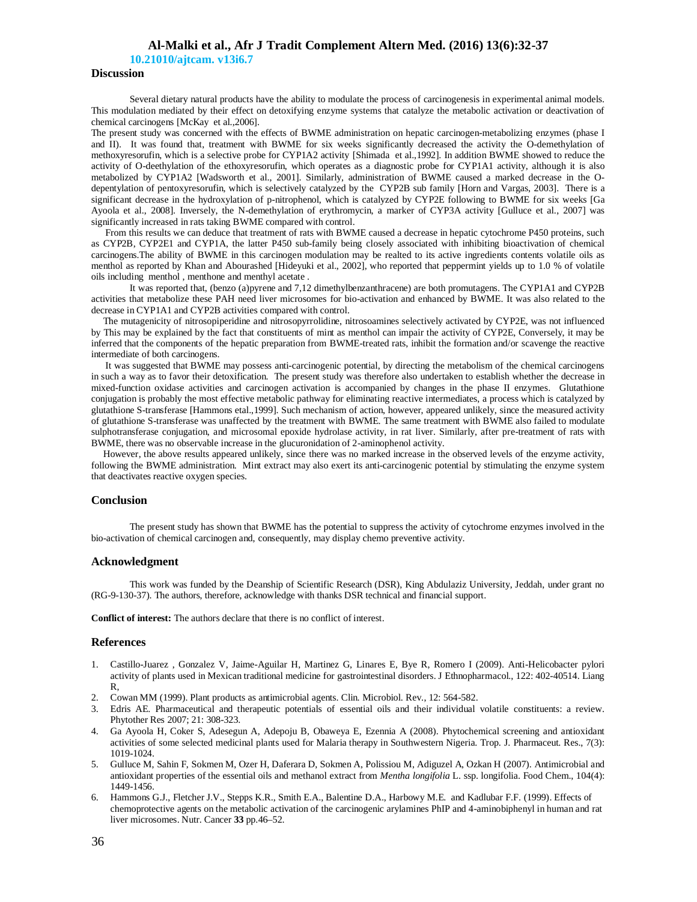## Discussion

Several dietary natural products have the ability to modulate the process of carcinogenesis in experimental animal models. This modulation mediated by their effect on detoxifying enzyme systems that catalyze the metabolic activation or deactivation of chemical carcinogens [McKay et al.,2006].

The present study was concerned with the effects of BWME administration on hepatic carcinogen-metabolizing enzymes (phase I and II). It was found that, treatment with BWME for six weeks significantly decreased the activity the O-demethylation of methoxyresorufin, which is a selective probe for CYP1A2 activity [Shimada et al.,1992]. In addition BWME showed to reduce the activity of O-deethylation of the ethoxyresorufin, which operates as a diagnostic probe for CYP1A1 activity, although it is also metabolized by CYP1A2 [Wadsworth et al., 2001]. Similarly, administration of BWME caused a marked decrease in the O-depentylation of pentoxyresorufin, which is selectively catalyzed by the CYP2B sub family [Horn and Vargas, 2003]. There is a significant decrease in the hydroxylation of p-nitrophenol, which is catalyzed by CYP2E following to BWME for six weeks [Ga Ayoola et al., 2008]. Inversely, the N-demethylation of erythromycin, a marker of CYP3A activity [Gulluce et al., 2007] was significantly increased in rats taking BWME compared with control.

From this results we can deduce that treatment of rats with BWME caused a decrease in hepatic cytochrome P450 proteins, such as CYP2B, CYP2E1 and CYP1A, the latter P450 sub-family being closely associated with inhibiting bioactivation of chemical carcinogens.The ability of BWME in this carcinogen modulation may be realted to its active ingredients contents volatile oils as menthol as reported by Khan and Abourashed [Hideyuki et al., 2002], who reported that peppermint yields up to 1.0 % of volatile oils including menthol , menthone and menthyl acetate .

It was reported that, (benzo (a)pyrene and 7,12 dimethylbenzanthracene) are both promutagens. The CYP1A1 and CYP2B activities that metabolize these PAH need liver microsomes for bio-activation and enhanced by BWME. It was also related to the decrease in CYP1A1 and CYP2B activities compared with control.

The mutagenicity of nitrosopiperidine and nitrosopyrrolidine, nitrosoamines selectively activated by CYP2E, was not influenced by This may be explained by the fact that constituents of mint as menthol can impair the activity of CYP2E, Conversely, it may be inferred that the components of the hepatic preparation from BWME-treated rats, inhibit the formation and/or scavenge the reactive intermediate of both carcinogens.

It was suggested that BWME may possess anti-carcinogenic potential, by directing the metabolism of the chemical carcinogens in such a way as to favor their detoxification. The present study was therefore also undertaken to establish whether the decrease in mixed-function oxidase activities and carcinogen activation is accompanied by changes in the phase II enzymes. Glutathione conjugation is probably the most effective metabolic pathway for eliminating reactive intermediates, a process which is catalyzed by glutathione S-transferase [Hammons etal.,1999]. Such mechanism of action, however, appeared unlikely, since the measured activity of glutathione S-transferase was unaffected by the treatment with BWME. The same treatment with BWME also failed to modulate sulphotransferase conjugation, and microsomal epoxide hydrolase activity, in rat liver. Similarly, after pre-treatment of rats with BWME, there was no observable increase in the glucuronidation of 2-aminophenol activity.

However, the above results appeared unlikely, since there was no marked increase in the observed levels of the enzyme activity, following the BWME administration. Mint extract may also exert its anti-carcinogenic potential by stimulating the enzyme system that deactivates reactive oxygen species.

## Conclusion

The present study has shown that BWME has the potential to suppress the activity of cytochrome enzymes involved in the bio-activation of chemical carcinogen and, consequently, may display chemo preventive activity.

## Acknowledgment

This work was funded by the Deanship of Scientific Research (DSR), King Abdulaziz University, Jeddah, under grant no (RG-9-130-37). The authors, therefore, acknowledge with thanks DSR technical and financial support.

**Conflict of interest:** The authors declare that there is no conflict of interest.

## References

1. Castillo-Juarez , Gonzalez V, Jaime-Aguilar H, Martinez G, Linares E, Bye R, Romero I (2009). Anti-Helicobacter pylori activity of plants used in Mexican traditional medicine for gastrointestinal disorders. J Ethnopharmacol., 122: 402-40514. Liang R,
2. Cowan MM (1999). Plant products as antimicrobial agents. Clin. Microbiol. Rev., 12: 564-582.
3. Edris AE. Pharmaceutical and therapeutic potentials of essential oils and their individual volatile constituents: a review. Phytother Res 2007; 21: 308-323.
4. Ga Ayoola H, Coker S, Adesegun A, Adepoju B, Obaweya E, Ezennia A (2008). Phytochemical screening and antioxidant activities of some selected medicinal plants used for Malaria therapy in Southwestern Nigeria. Trop. J. Pharmaceut. Res., 7(3): 1019-1024.
5. Gulluce M, Sahin F, Sokmen M, Ozer H, Daferara D, Sokmen A, Polissiou M, Adiguzel A, Ozkan H (2007). Antimicrobial and antioxidant properties of the essential oils and methanol extract from *Mentha longifolia* L. ssp. longifolia. Food Chem., 104(4): 1449-1456.
6. Hammons G.J., Fletcher J.V., Stepps K.R., Smith E.A., Balentine D.A., Harbowy M.E. and Kadlubar F.F. (1999). Effects of chemoprotective agents on the metabolic activation of the carcinogenic arylamines PhIP and 4-aminobiphenyl in human and rat liver microsomes. Nutr. Cancer **33** pp.46–52.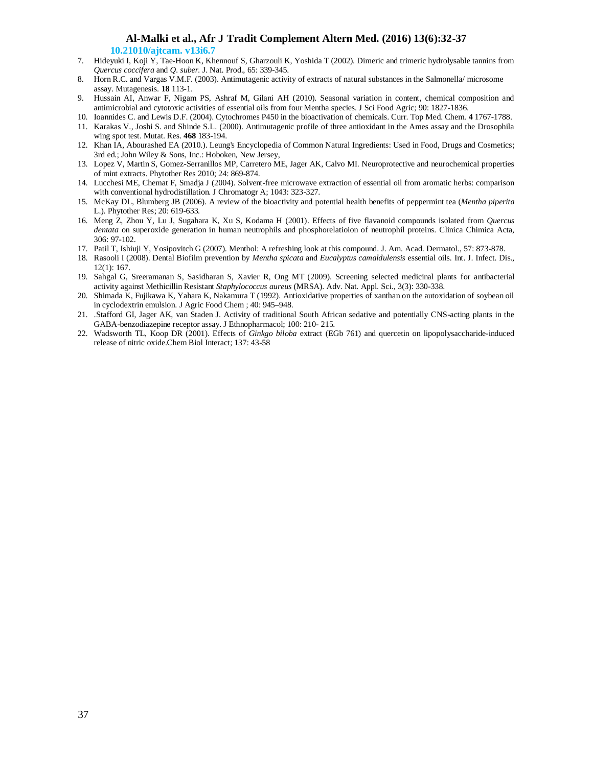7. Hideyuki I, Koji Y, Tae-Hoon K, Khennouf S, Gharzouli K, Yoshida T (2002). Dimeric and trimeric hydrolysable tannins from *Quercus coccifera* and *Q. suber.* J. Nat. Prod., 65: 339-345.
8. Horn R.C. and Vargas V.M.F. (2003). Antimutagenic activity of extracts of natural substances in the Salmonella/ microsome assay. Mutagenesis. **18** 113-1.
9. Hussain AI, Anwar F, Nigam PS, Ashraf M, Gilani AH (2010). Seasonal variation in content, chemical composition and antimicrobial and cytotoxic activities of essential oils from four Mentha species. J Sci Food Agric; 90: 1827-1836.
10. Ioannides C. and Lewis D.F. (2004). Cytochromes P450 in the bioactivation of chemicals. Curr. Top Med. Chem. **4** 1767-1788.
11. Karakas V., Joshi S. and Shinde S.L. (2000). Antimutagenic profile of three antioxidant in the Ames assay and the Drosophila wing spot test. Mutat. Res. **468** 183-194.
12. Khan IA, Abourashed EA (2010.). Leung's Encyclopedia of Common Natural Ingredients: Used in Food, Drugs and Cosmetics; 3rd ed.; John Wiley & Sons, Inc.: Hoboken, New Jersey,
13. Lopez V, Martin S, Gomez-Serranillos MP, Carretero ME, Jager AK, Calvo MI. Neuroprotective and neurochemical properties of mint extracts. Phytother Res 2010; 24: 869-874.
14. Lucchesi ME, Chemat F, Smadja J (2004). Solvent-free microwave extraction of essential oil from aromatic herbs: comparison with conventional hydrodistillation. J Chromatogr A; 1043: 323-327.
15. McKay DL, Blumberg JB (2006). A review of the bioactivity and potential health benefits of peppermint tea (*Mentha piperita* L.). Phytother Res; 20: 619-633.
16. Meng Z, Zhou Y, Lu J, Sugahara K, Xu S, Kodama H (2001). Effects of five flavanoid compounds isolated from *Quercus dentata* on superoxide generation in human neutrophils and phosphorelatioion of neutrophil proteins. Clinica Chimica Acta, 306: 97-102.
17. Patil T, Ishiuji Y, Yosipovitch G (2007). Menthol: A refreshing look at this compound. J. Am. Acad. Dermatol., 57: 873-878.
18. Rasooli I (2008). Dental Biofilm prevention by *Mentha spicata* and *Eucalyptus camaldulensis* essential oils. Int. J. Infect. Dis., 12(1): 167.
19. Sahgal G, Sreeramanan S, Sasidharan S, Xavier R, Ong MT (2009). Screening selected medicinal plants for antibacterial activity against Methicillin Resistant *Staphylococcus aureus* (MRSA). Adv. Nat. Appl. Sci., 3(3): 330-338.
20. Shimada K, Fujikawa K, Yahara K, Nakamura T (1992). Antioxidative properties of xanthan on the autoxidation of soybean oil in cyclodextrin emulsion. J Agric Food Chem ; 40: 945–948.
21. .Stafford GI, Jager AK, van Staden J. Activity of traditional South African sedative and potentially CNS-acting plants in the GABA-benzodiazepine receptor assay. J Ethnopharmacol; 100: 210- 215.
22. Wadsworth TL, Koop DR (2001). Effects of *Ginkgo biloba* extract (EGb 761) and quercetin on lipopolysaccharide-induced release of nitric oxide.Chem Biol Interact; 137: 43-58